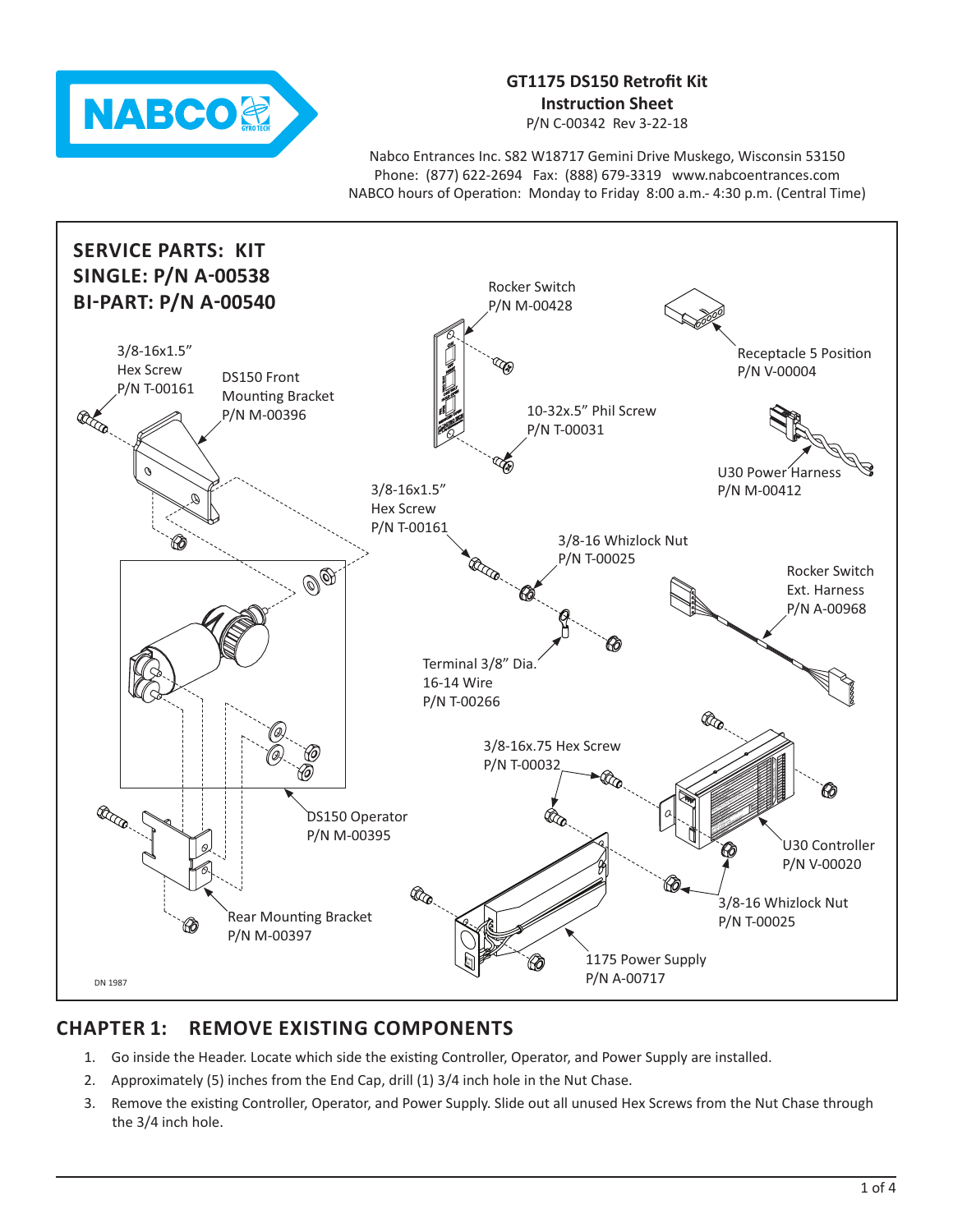**GT1175 DS150 Retrofit Kit**
**Instruction Sheet**
P/N C-00342 Rev 3-22-18

Nabco Entrances Inc. S82 W18717 Gemini Drive Muskego, Wisconsin 53150
Phone: (877) 622-2694 Fax: (888) 679-3319 www.nabcoentrances.com
NABCO hours of Operation: Monday to Friday 8:00 a.m.- 4:30 p.m. (Central Time)

**SERVICE PARTS: KIT**
**SINGLE: P/N A-00538**
**BI-PART: P/N A-00540**

- 3/8-16x1.5" Hex Screw P/N T-00161
- DS150 Front Mounting Bracket P/N M-00396
- Rocker Switch P/N M-00428
- 10-32x.5" Phil Screw P/N T-00031
- Receptacle 5 Position P/N V-00004
- U30 Power Harness P/N M-00412
- 3/8-16x1.5" Hex Screw P/N T-00161
- 3/8-16 Whizlock Nut P/N T-00025
- Rocker Switch Ext. Harness P/N A-00968
- Terminal 3/8" Dia. 16-14 Wire P/N T-00266
- 3/8-16x.75 Hex Screw P/N T-00032
- DS150 Operator P/N M-00395
- U30 Controller P/N V-00020
- 3/8-16 Whizlock Nut P/N T-00025
- Rear Mounting Bracket P/N M-00397
- 1175 Power Supply P/N A-00717

DN 1987

## CHAPTER 1: REMOVE EXISTING COMPONENTS

1. Go inside the Header. Locate which side the existing Controller, Operator, and Power Supply are installed.
2. Approximately (5) inches from the End Cap, drill (1) 3/4 inch hole in the Nut Chase.
3. Remove the existing Controller, Operator, and Power Supply. Slide out all unused Hex Screws from the Nut Chase through the 3/4 inch hole.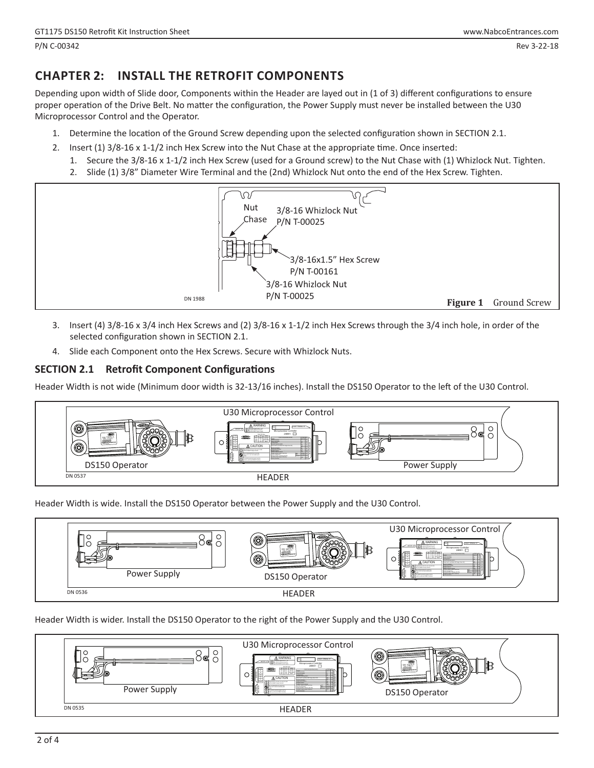# CHAPTER 2: INSTALL THE RETROFIT COMPONENTS

Depending upon width of Slide door, Components within the Header are layed out in (1 of 3) different configurations to ensure proper operation of the Drive Belt. No matter the configuration, the Power Supply must never be installed between the U30 Microprocessor Control and the Operator.

1. Determine the location of the Ground Screw depending upon the selected configuration shown in SECTION 2.1.
2. Insert (1) 3/8-16 x 1-1/2 inch Hex Screw into the Nut Chase at the appropriate time. Once inserted:
   1. Secure the 3/8-16 x 1-1/2 inch Hex Screw (used for a Ground screw) to the Nut Chase with (1) Whizlock Nut. Tighten.
   2. Slide (1) 3/8" Diameter Wire Terminal and the (2nd) Whizlock Nut onto the end of the Hex Screw. Tighten.

Nut Chase

3/8-16 Whizlock Nut P/N T-00025

3/8-16x1.5" Hex Screw P/N T-00161

3/8-16 Whizlock Nut P/N T-00025

DN 1988

**Figure 1** Ground Screw

3. Insert (4) 3/8-16 x 3/4 inch Hex Screws and (2) 3/8-16 x 1-1/2 inch Hex Screws through the 3/4 inch hole, in order of the selected configuration shown in SECTION 2.1.
4. Slide each Component onto the Hex Screws. Secure with Whizlock Nuts.

## SECTION 2.1 Retrofit Component Configurations

Header Width is not wide (Minimum door width is 32-13/16 inches). Install the DS150 Operator to the left of the U30 Control.

DS150 Operator | U30 Microprocessor Control | Power Supply | HEADER | DN 0537

Header Width is wide. Install the DS150 Operator between the Power Supply and the U30 Control.

Power Supply | DS150 Operator | U30 Microprocessor Control | HEADER | DN 0536

Header Width is wider. Install the DS150 Operator to the right of the Power Supply and the U30 Control.

Power Supply | U30 Microprocessor Control | DS150 Operator | HEADER | DN 0535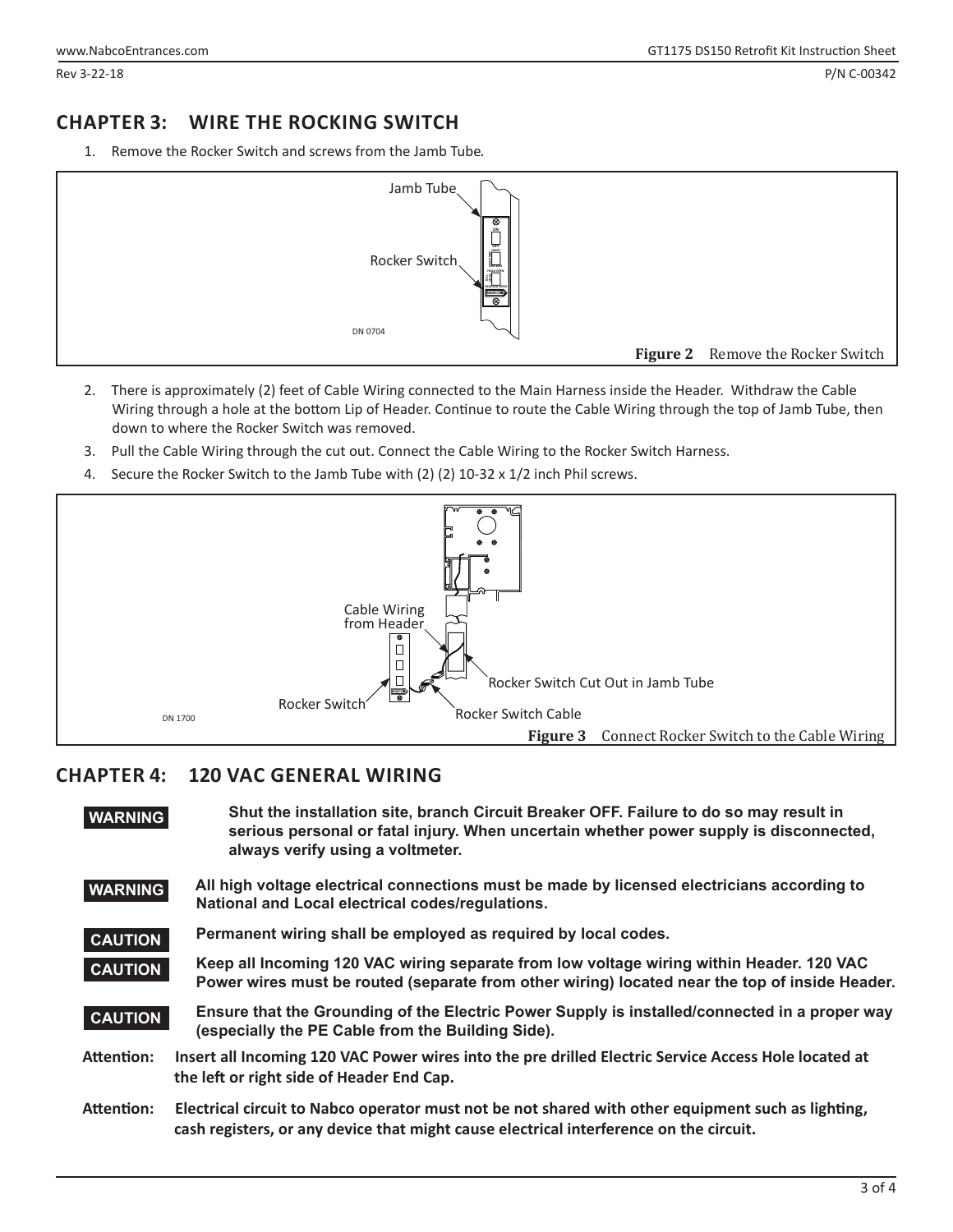## CHAPTER 3: WIRE THE ROCKING SWITCH

1. Remove the Rocker Switch and screws from the Jamb Tube.

**Figure 2** Remove the Rocker Switch

2. There is approximately (2) feet of Cable Wiring connected to the Main Harness inside the Header. Withdraw the Cable Wiring through a hole at the bottom Lip of Header. Continue to route the Cable Wiring through the top of Jamb Tube, then down to where the Rocker Switch was removed.
3. Pull the Cable Wiring through the cut out. Connect the Cable Wiring to the Rocker Switch Harness.
4. Secure the Rocker Switch to the Jamb Tube with (2) (2) 10-32 x 1/2 inch Phil screws.

**Figure 3** Connect Rocker Switch to the Cable Wiring

## CHAPTER 4: 120 VAC GENERAL WIRING

**WARNING** **Shut the installation site, branch Circuit Breaker OFF. Failure to do so may result in serious personal or fatal injury. When uncertain whether power supply is disconnected, always verify using a voltmeter.**

**WARNING** **All high voltage electrical connections must be made by licensed electricians according to National and Local electrical codes/regulations.**

**CAUTION** **Permanent wiring shall be employed as required by local codes.**

**CAUTION** **Keep all Incoming 120 VAC wiring separate from low voltage wiring within Header. 120 VAC Power wires must be routed (separate from other wiring) located near the top of inside Header.**

**CAUTION** **Ensure that the Grounding of the Electric Power Supply is installed/connected in a proper way (especially the PE Cable from the Building Side).**

**Attention:** **Insert all Incoming 120 VAC Power wires into the pre drilled Electric Service Access Hole located at the left or right side of Header End Cap.**

**Attention:** **Electrical circuit to Nabco operator must not be not shared with other equipment such as lighting, cash registers, or any device that might cause electrical interference on the circuit.**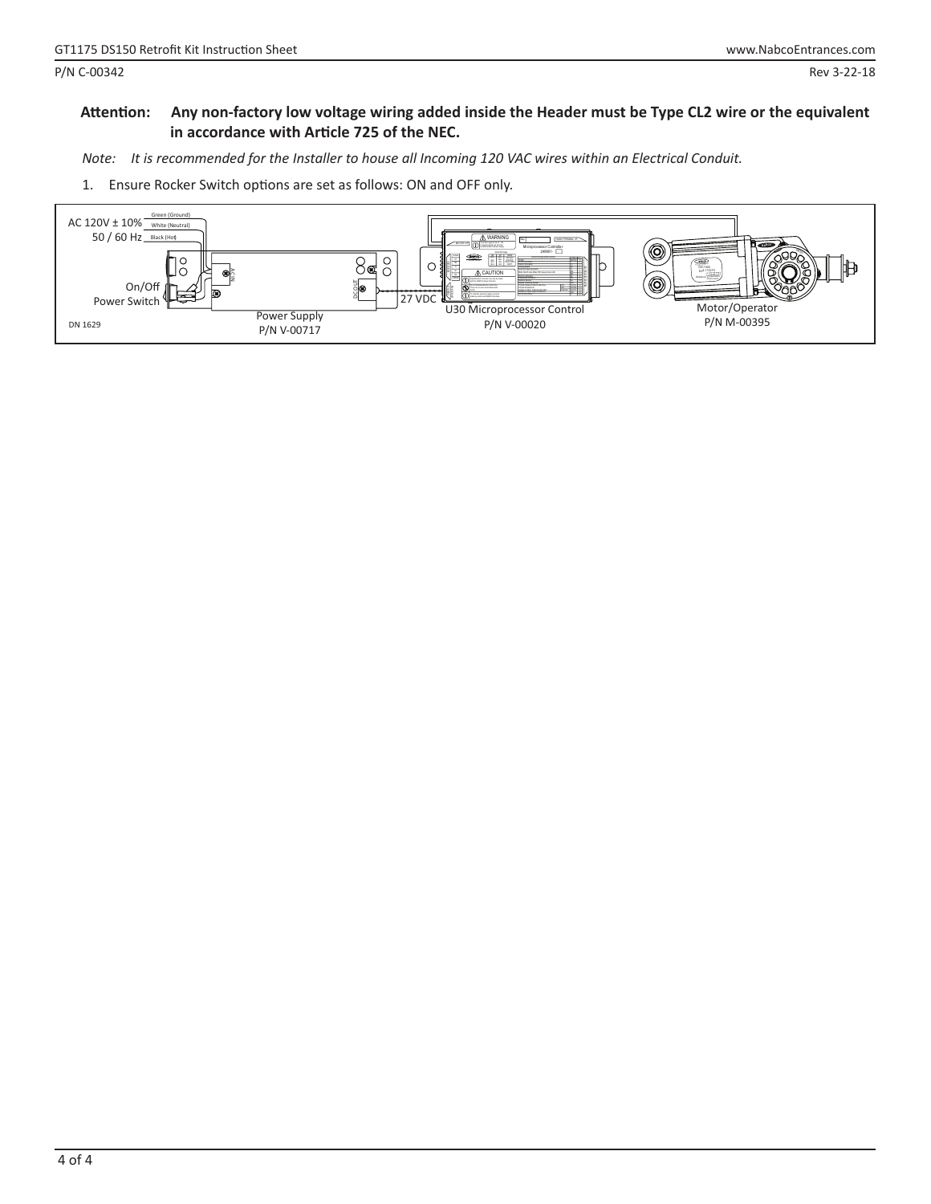**Attention: Any non-factory low voltage wiring added inside the Header must be Type CL2 wire or the equivalent in accordance with Article 725 of the NEC.**

*Note: It is recommended for the Installer to house all Incoming 120 VAC wires within an Electrical Conduit.*

1. Ensure Rocker Switch options are set as follows: ON and OFF only.

AC 120V ± 10%

50 / 60 Hz

Green (Ground)

White (Neutral)

Black (Hot)

On/Off Power Switch

Power Supply P/N V-00717

27 VDC

U30 Microprocessor Control P/N V-00020

Motor/Operator P/N M-00395

DN 1629